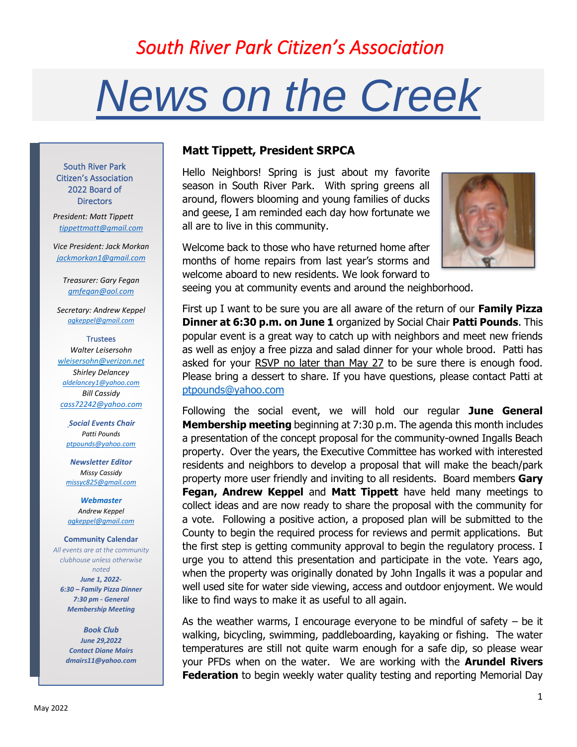# South River Park Citizen's Association

# News on the Creek

South River Park Citizen's Association 2022 Board of Directors

*President: Matt Tippett*
tippettmatt@gmail.com

*Vice President: Jack Morkan*
jackmorkan1@gmail.com

*Treasurer: Gary Fegan*
gmfegan@aol.com

*Secretary: Andrew Keppel*
agkeppel@gmail.com

Trustees

*Walter Leisersohn*
wleisersohn@verizon.net

*Shirley Delancey*
aldelancey1@yahoo.com

*Bill Cassidy*
cass72242@yahoo.com

***Social Events Chair***
*Patti Pounds*
ptpounds@yahoo.com

***Newsletter Editor***
*Missy Cassidy*
missyc825@gmail.com

***Webmaster***
*Andrew Keppel*
agkeppel@gmail.com

**Community Calendar**
*All events are at the community clubhouse unless otherwise noted*

***June 1, 2022-***
***6:30 – Family Pizza Dinner***
***7:30 pm - General Membership Meeting***

***Book Club***
***June 29,2022***
***Contact Diane Mairs***
***dmairs11@yahoo.com***

## Matt Tippett, President SRPCA

Hello Neighbors! Spring is just about my favorite season in South River Park. With spring greens all around, flowers blooming and young families of ducks and geese, I am reminded each day how fortunate we all are to live in this community.

Welcome back to those who have returned home after months of home repairs from last year's storms and welcome aboard to new residents. We look forward to seeing you at community events and around the neighborhood.

First up I want to be sure you are all aware of the return of our **Family Pizza Dinner at 6:30 p.m. on June 1** organized by Social Chair **Patti Pounds**. This popular event is a great way to catch up with neighbors and meet new friends as well as enjoy a free pizza and salad dinner for your whole brood. Patti has asked for your RSVP no later than May 27 to be sure there is enough food. Please bring a dessert to share. If you have questions, please contact Patti at ptpounds@yahoo.com

Following the social event, we will hold our regular **June General Membership meeting** beginning at 7:30 p.m. The agenda this month includes a presentation of the concept proposal for the community-owned Ingalls Beach property. Over the years, the Executive Committee has worked with interested residents and neighbors to develop a proposal that will make the beach/park property more user friendly and inviting to all residents. Board members **Gary Fegan, Andrew Keppel** and **Matt Tippett** have held many meetings to collect ideas and are now ready to share the proposal with the community for a vote. Following a positive action, a proposed plan will be submitted to the County to begin the required process for reviews and permit applications. But the first step is getting community approval to begin the regulatory process. I urge you to attend this presentation and participate in the vote. Years ago, when the property was originally donated by John Ingalls it was a popular and well used site for water side viewing, access and outdoor enjoyment. We would like to find ways to make it as useful to all again.

As the weather warms, I encourage everyone to be mindful of safety – be it walking, bicycling, swimming, paddleboarding, kayaking or fishing. The water temperatures are still not quite warm enough for a safe dip, so please wear your PFDs when on the water. We are working with the **Arundel Rivers Federation** to begin weekly water quality testing and reporting Memorial Day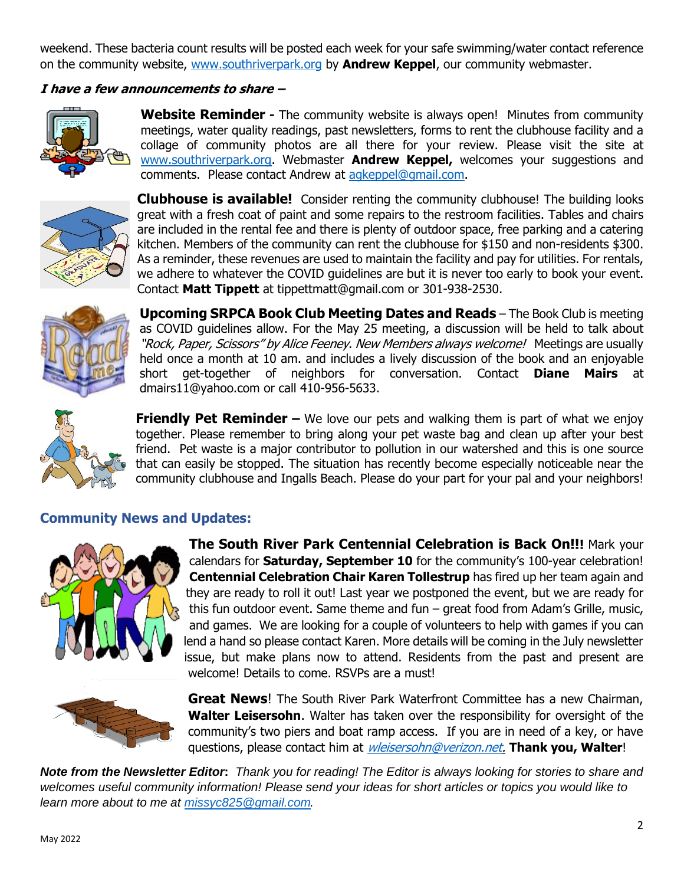weekend. These bacteria count results will be posted each week for your safe swimming/water contact reference on the community website, www.southriverpark.org by **Andrew Keppel**, our community webmaster.

***I have a few announcements to share –***

**Website Reminder -** The community website is always open! Minutes from community meetings, water quality readings, past newsletters, forms to rent the clubhouse facility and a collage of community photos are all there for your review. Please visit the site at www.southriverpark.org. Webmaster **Andrew Keppel,** welcomes your suggestions and comments. Please contact Andrew at agkeppel@gmail.com.

**Clubhouse is available!** Consider renting the community clubhouse! The building looks great with a fresh coat of paint and some repairs to the restroom facilities. Tables and chairs are included in the rental fee and there is plenty of outdoor space, free parking and a catering kitchen. Members of the community can rent the clubhouse for $150 and non-residents $300. As a reminder, these revenues are used to maintain the facility and pay for utilities. For rentals, we adhere to whatever the COVID guidelines are but it is never too early to book your event. Contact **Matt Tippett** at tippettmatt@gmail.com or 301-938-2530.

**Upcoming SRPCA Book Club Meeting Dates and Reads** – The Book Club is meeting as COVID guidelines allow. For the May 25 meeting, a discussion will be held to talk about *"Rock, Paper, Scissors" by Alice Feeney. New Members always welcome!* Meetings are usually held once a month at 10 am. and includes a lively discussion of the book and an enjoyable short get-together of neighbors for conversation. Contact **Diane Mairs** at dmairs11@yahoo.com or call 410-956-5633.

**Friendly Pet Reminder –** We love our pets and walking them is part of what we enjoy together. Please remember to bring along your pet waste bag and clean up after your best friend. Pet waste is a major contributor to pollution in our watershed and this is one source that can easily be stopped. The situation has recently become especially noticeable near the community clubhouse and Ingalls Beach. Please do your part for your pal and your neighbors!

## Community News and Updates:

**The South River Park Centennial Celebration is Back On!!!** Mark your calendars for **Saturday, September 10** for the community's 100-year celebration! **Centennial Celebration Chair Karen Tollestrup** has fired up her team again and they are ready to roll it out! Last year we postponed the event, but we are ready for this fun outdoor event. Same theme and fun – great food from Adam's Grille, music, and games. We are looking for a couple of volunteers to help with games if you can lend a hand so please contact Karen. More details will be coming in the July newsletter issue, but make plans now to attend. Residents from the past and present are welcome! Details to come. RSVPs are a must!

**Great News**! The South River Park Waterfront Committee has a new Chairman, **Walter Leisersohn**. Walter has taken over the responsibility for oversight of the community's two piers and boat ramp access. If you are in need of a key, or have questions, please contact him at *wleisersohn@verizon.net.* **Thank you, Walter**!

***Note from the Newsletter Editor***: *Thank you for reading! The Editor is always looking for stories to share and welcomes useful community information! Please send your ideas for short articles or topics you would like to learn more about to me at missyc825@gmail.com.*

May 2022